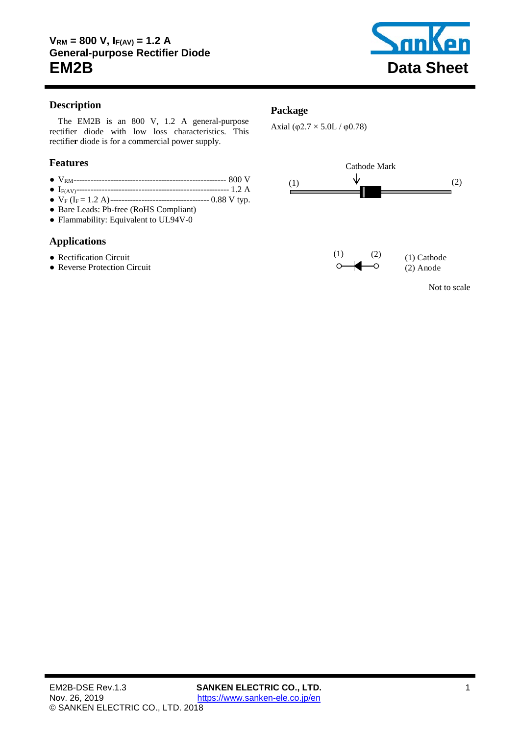# $V_{RM}$ = 800 V, $I_{F(AV)}$ = 1.2 A
## General-purpose Rectifier Diode
# EM2B

Data Sheet

## Description

The EM2B is an 800 V, 1.2 A general-purpose rectifier diode with low loss characteristics. This rectifier diode is for a commercial power supply.

## Features

- $V_{RM}$ ------------------------------------------------------- 800 V
- $I_{F(AV)}$ ------------------------------------------------------- 1.2 A
- $V_F$ ($I_F$ = 1.2 A) ----------------------------------- 0.88 V typ.
- Bare Leads: Pb-free (RoHS Compliant)
- Flammability: Equivalent to UL94V-0

## Applications

- Rectification Circuit
- Reverse Protection Circuit

## Package

Axial (φ2.7 × 5.0L / φ0.78)

Cathode Mark

(1) (2)

(1) Cathode
(2) Anode

Not to scale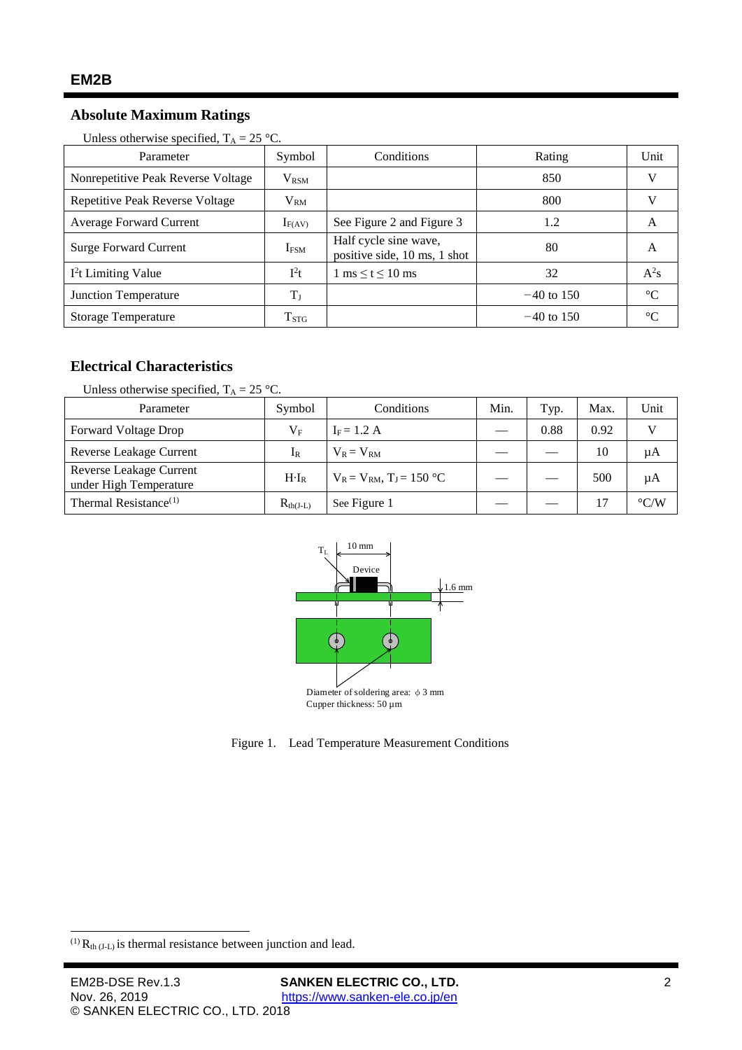## Absolute Maximum Ratings

Unless otherwise specified, $T_A = 25$ °C.

| Parameter | Symbol | Conditions | Rating | Unit |
|---|---|---|---|---|
| Nonrepetitive Peak Reverse Voltage | $V_{RSM}$ | | 850 | V |
| Repetitive Peak Reverse Voltage | $V_{RM}$ | | 800 | V |
| Average Forward Current | $I_{F(AV)}$ | See Figure 2 and Figure 3 | 1.2 | A |
| Surge Forward Current | $I_{FSM}$ | Half cycle sine wave, positive side, 10 ms, 1 shot | 80 | A |
| $I^2t$ Limiting Value | $I^2t$ | 1 ms ≤ t ≤ 10 ms | 32 | $A^2s$ |
| Junction Temperature | $T_J$ | | −40 to 150 | °C |
| Storage Temperature | $T_{STG}$ | | −40 to 150 | °C |

## Electrical Characteristics

Unless otherwise specified, $T_A = 25$ °C.

| Parameter | Symbol | Conditions | Min. | Typ. | Max. | Unit |
|---|---|---|---|---|---|---|
| Forward Voltage Drop | $V_F$ | $I_F = 1.2$ A | — | 0.88 | 0.92 | V |
| Reverse Leakage Current | $I_R$ | $V_R = V_{RM}$ | — | — | 10 | µA |
| Reverse Leakage Current under High Temperature | $H \cdot I_R$ | $V_R = V_{RM}$, $T_J = 150$ °C | — | — | 500 | µA |
| Thermal Resistance[1] | $R_{th(J\text{-}L)}$ | See Figure 1 | — | — | 17 | °C/W |

$T_L$

10 mm

Device

1.6 mm

Diameter of soldering area: ϕ 3 mm
Cupper thickness: 50 µm

Figure 1. Lead Temperature Measurement Conditions

[1] $R_{th\,(J\text{-}L)}$ is thermal resistance between junction and lead.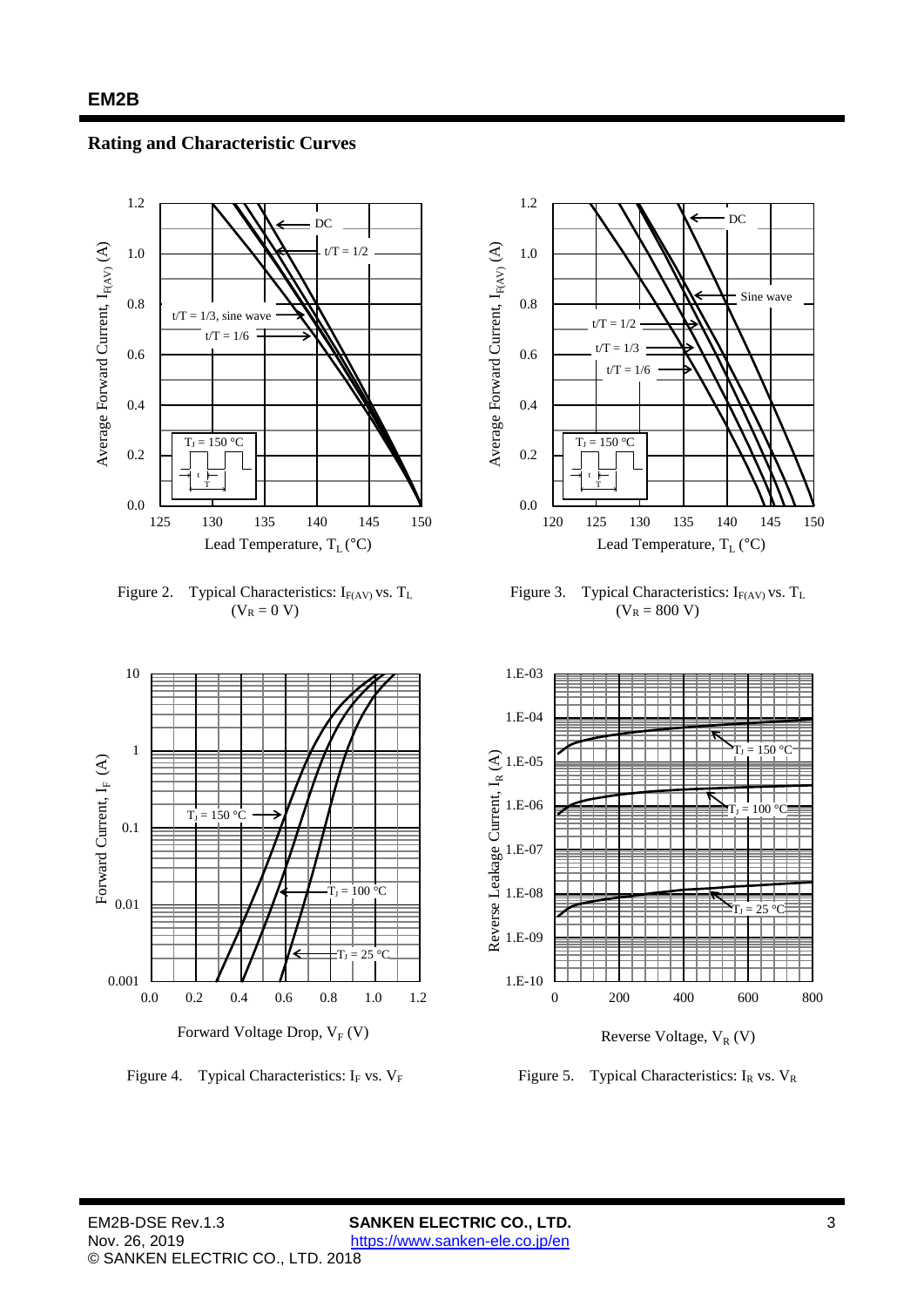## Rating and Characteristic Curves

Figure 2. Typical Characteristics: $I_{F(AV)}$ vs. $T_L$ ($V_R$ = 0 V)

Figure 3. Typical Characteristics: $I_{F(AV)}$ vs. $T_L$ ($V_R$ = 800 V)

Figure 4. Typical Characteristics: $I_F$ vs. $V_F$

Figure 5. Typical Characteristics: $I_R$ vs. $V_R$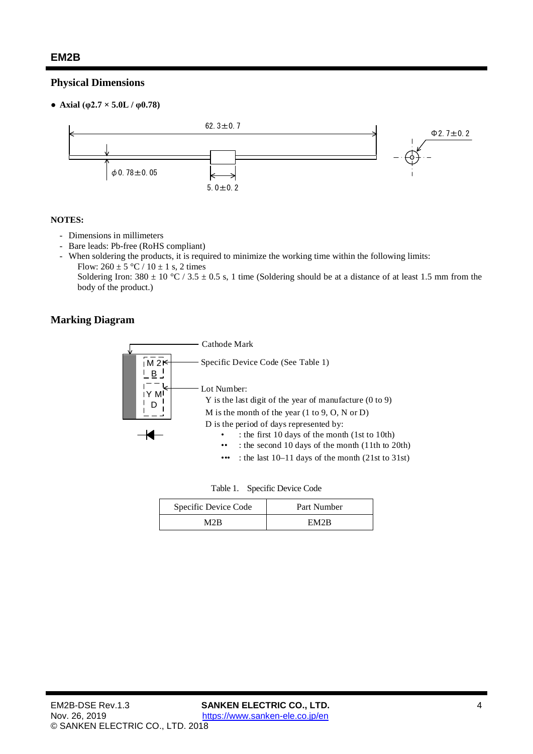## Physical Dimensions

- **Axial (φ2.7 × 5.0L / φ0.78)**

62.3±0.7

Φ2.7±0.2

ϕ0.78±0.05

5.0±0.2

**NOTES:**

- Dimensions in millimeters
- Bare leads: Pb-free (RoHS compliant)
- When soldering the products, it is required to minimize the working time within the following limits:
  Flow: 260 ± 5 °C / 10 ± 1 s, 2 times
  Soldering Iron: 380 ± 10 °C / 3.5 ± 0.5 s, 1 time (Soldering should be at a distance of at least 1.5 mm from the body of the product.)

## Marking Diagram

M2B
YM
D

Cathode Mark

Specific Device Code (See Table 1)

Lot Number:
Y is the last digit of the year of manufacture (0 to 9)
M is the month of the year (1 to 9, O, N or D)
D is the period of days represented by:
- • : the first 10 days of the month (1st to 10th)
- •• : the second 10 days of the month (11th to 20th)
- ••• : the last 10–11 days of the month (21st to 31st)

Table 1. Specific Device Code

| Specific Device Code | Part Number |
|---|---|
| M2B | EM2B |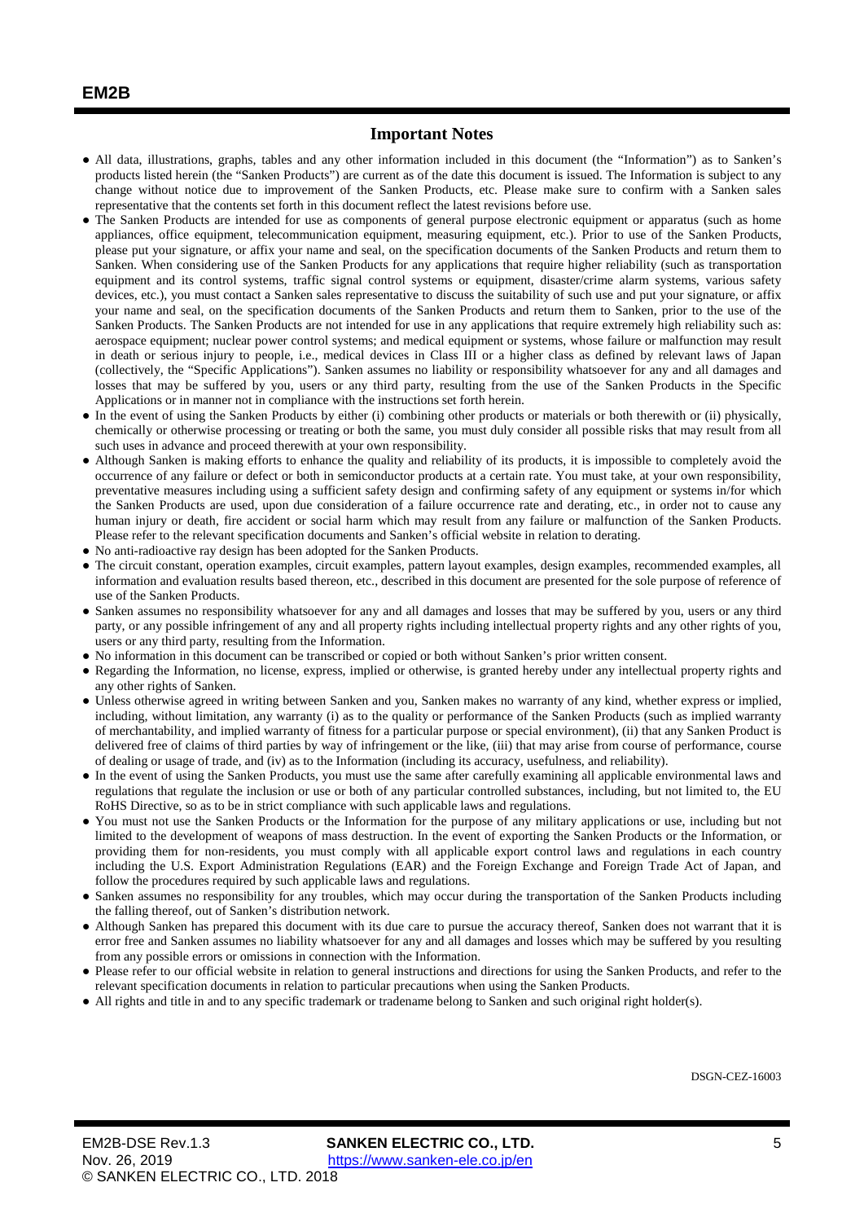## Important Notes

- All data, illustrations, graphs, tables and any other information included in this document (the "Information") as to Sanken's products listed herein (the "Sanken Products") are current as of the date this document is issued. The Information is subject to any change without notice due to improvement of the Sanken Products, etc. Please make sure to confirm with a Sanken sales representative that the contents set forth in this document reflect the latest revisions before use.
- The Sanken Products are intended for use as components of general purpose electronic equipment or apparatus (such as home appliances, office equipment, telecommunication equipment, measuring equipment, etc.). Prior to use of the Sanken Products, please put your signature, or affix your name and seal, on the specification documents of the Sanken Products and return them to Sanken. When considering use of the Sanken Products for any applications that require higher reliability (such as transportation equipment and its control systems, traffic signal control systems or equipment, disaster/crime alarm systems, various safety devices, etc.), you must contact a Sanken sales representative to discuss the suitability of such use and put your signature, or affix your name and seal, on the specification documents of the Sanken Products and return them to Sanken, prior to the use of the Sanken Products. The Sanken Products are not intended for use in any applications that require extremely high reliability such as: aerospace equipment; nuclear power control systems; and medical equipment or systems, whose failure or malfunction may result in death or serious injury to people, i.e., medical devices in Class III or a higher class as defined by relevant laws of Japan (collectively, the "Specific Applications"). Sanken assumes no liability or responsibility whatsoever for any and all damages and losses that may be suffered by you, users or any third party, resulting from the use of the Sanken Products in the Specific Applications or in manner not in compliance with the instructions set forth herein.
- In the event of using the Sanken Products by either (i) combining other products or materials or both therewith or (ii) physically, chemically or otherwise processing or treating or both the same, you must duly consider all possible risks that may result from all such uses in advance and proceed therewith at your own responsibility.
- Although Sanken is making efforts to enhance the quality and reliability of its products, it is impossible to completely avoid the occurrence of any failure or defect or both in semiconductor products at a certain rate. You must take, at your own responsibility, preventative measures including using a sufficient safety design and confirming safety of any equipment or systems in/for which the Sanken Products are used, upon due consideration of a failure occurrence rate and derating, etc., in order not to cause any human injury or death, fire accident or social harm which may result from any failure or malfunction of the Sanken Products. Please refer to the relevant specification documents and Sanken's official website in relation to derating.
- No anti-radioactive ray design has been adopted for the Sanken Products.
- The circuit constant, operation examples, circuit examples, pattern layout examples, design examples, recommended examples, all information and evaluation results based thereon, etc., described in this document are presented for the sole purpose of reference of use of the Sanken Products.
- Sanken assumes no responsibility whatsoever for any and all damages and losses that may be suffered by you, users or any third party, or any possible infringement of any and all property rights including intellectual property rights and any other rights of you, users or any third party, resulting from the Information.
- No information in this document can be transcribed or copied or both without Sanken's prior written consent.
- Regarding the Information, no license, express, implied or otherwise, is granted hereby under any intellectual property rights and any other rights of Sanken.
- Unless otherwise agreed in writing between Sanken and you, Sanken makes no warranty of any kind, whether express or implied, including, without limitation, any warranty (i) as to the quality or performance of the Sanken Products (such as implied warranty of merchantability, and implied warranty of fitness for a particular purpose or special environment), (ii) that any Sanken Product is delivered free of claims of third parties by way of infringement or the like, (iii) that may arise from course of performance, course of dealing or usage of trade, and (iv) as to the Information (including its accuracy, usefulness, and reliability).
- In the event of using the Sanken Products, you must use the same after carefully examining all applicable environmental laws and regulations that regulate the inclusion or use or both of any particular controlled substances, including, but not limited to, the EU RoHS Directive, so as to be in strict compliance with such applicable laws and regulations.
- You must not use the Sanken Products or the Information for the purpose of any military applications or use, including but not limited to the development of weapons of mass destruction. In the event of exporting the Sanken Products or the Information, or providing them for non-residents, you must comply with all applicable export control laws and regulations in each country including the U.S. Export Administration Regulations (EAR) and the Foreign Exchange and Foreign Trade Act of Japan, and follow the procedures required by such applicable laws and regulations.
- Sanken assumes no responsibility for any troubles, which may occur during the transportation of the Sanken Products including the falling thereof, out of Sanken's distribution network.
- Although Sanken has prepared this document with its due care to pursue the accuracy thereof, Sanken does not warrant that it is error free and Sanken assumes no liability whatsoever for any and all damages and losses which may be suffered by you resulting from any possible errors or omissions in connection with the Information.
- Please refer to our official website in relation to general instructions and directions for using the Sanken Products, and refer to the relevant specification documents in relation to particular precautions when using the Sanken Products.
- All rights and title in and to any specific trademark or tradename belong to Sanken and such original right holder(s).

DSGN-CEZ-16003